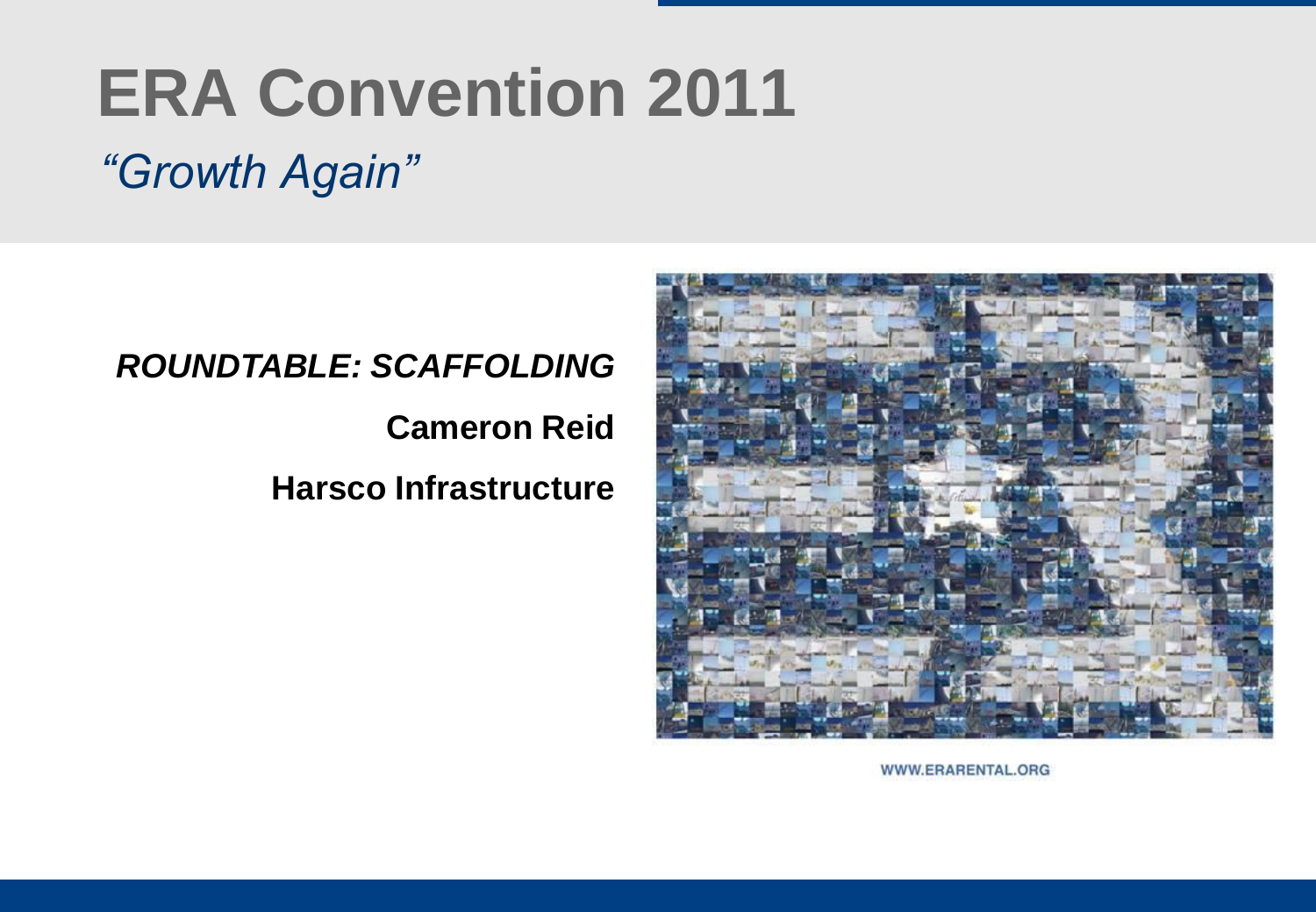# ERA Convention 2011

*"Growth Again"*

***ROUNDTABLE: SCAFFOLDING***

**Cameron Reid**

**Harsco Infrastructure**

WWW.ERARENTAL.ORG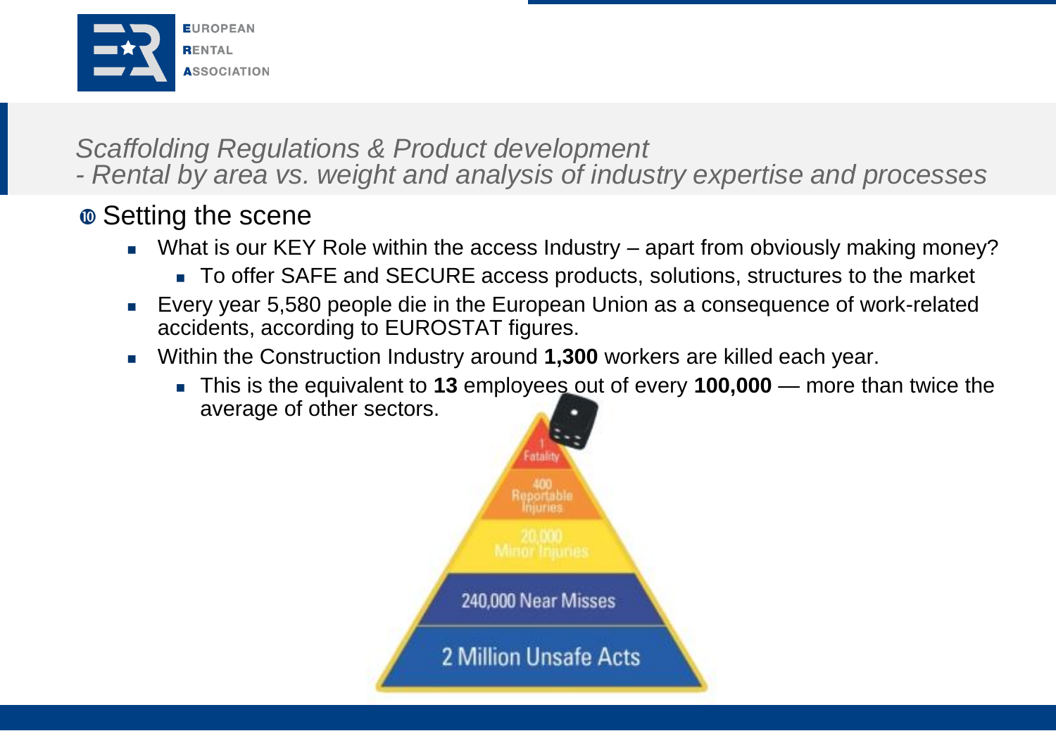*Scaffolding Regulations & Product development*
*- Rental by area vs. weight and analysis of industry expertise and processes*

## Setting the scene

- What is our KEY Role within the access Industry – apart from obviously making money?
  - To offer SAFE and SECURE access products, solutions, structures to the market
- Every year 5,580 people die in the European Union as a consequence of work-related accidents, according to EUROSTAT figures.
- Within the Construction Industry around **1,300** workers are killed each year.
  - This is the equivalent to **13** employees out of every **100,000** — more than twice the average of other sectors.

1 Fatality

400 Reportable Injuries

20,000 Minor Injuries

240,000 Near Misses

2 Million Unsafe Acts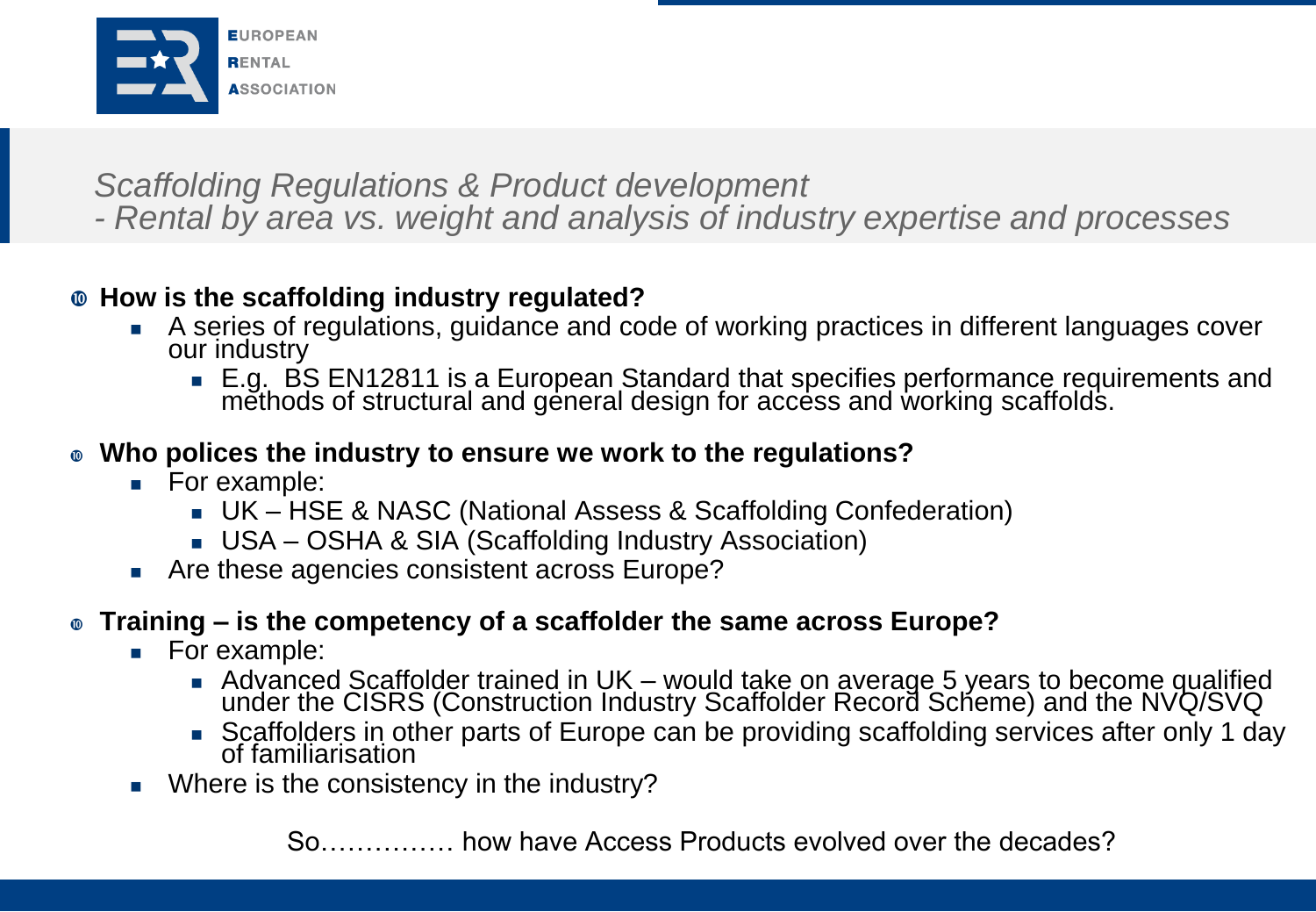*Scaffolding Regulations & Product development*
*- Rental by area vs. weight and analysis of industry expertise and processes*

- **How is the scaffolding industry regulated?**
  - A series of regulations, guidance and code of working practices in different languages cover our industry
    - E.g. BS EN12811 is a European Standard that specifies performance requirements and methods of structural and general design for access and working scaffolds.

- **Who polices the industry to ensure we work to the regulations?**
  - For example:
    - UK – HSE & NASC (National Assess & Scaffolding Confederation)
    - USA – OSHA & SIA (Scaffolding Industry Association)
  - Are these agencies consistent across Europe?

- **Training – is the competency of a scaffolder the same across Europe?**
  - For example:
    - Advanced Scaffolder trained in UK – would take on average 5 years to become qualified under the CISRS (Construction Industry Scaffolder Record Scheme) and the NVQ/SVQ
    - Scaffolders in other parts of Europe can be providing scaffolding services after only 1 day of familiarisation
  - Where is the consistency in the industry?

So…………… how have Access Products evolved over the decades?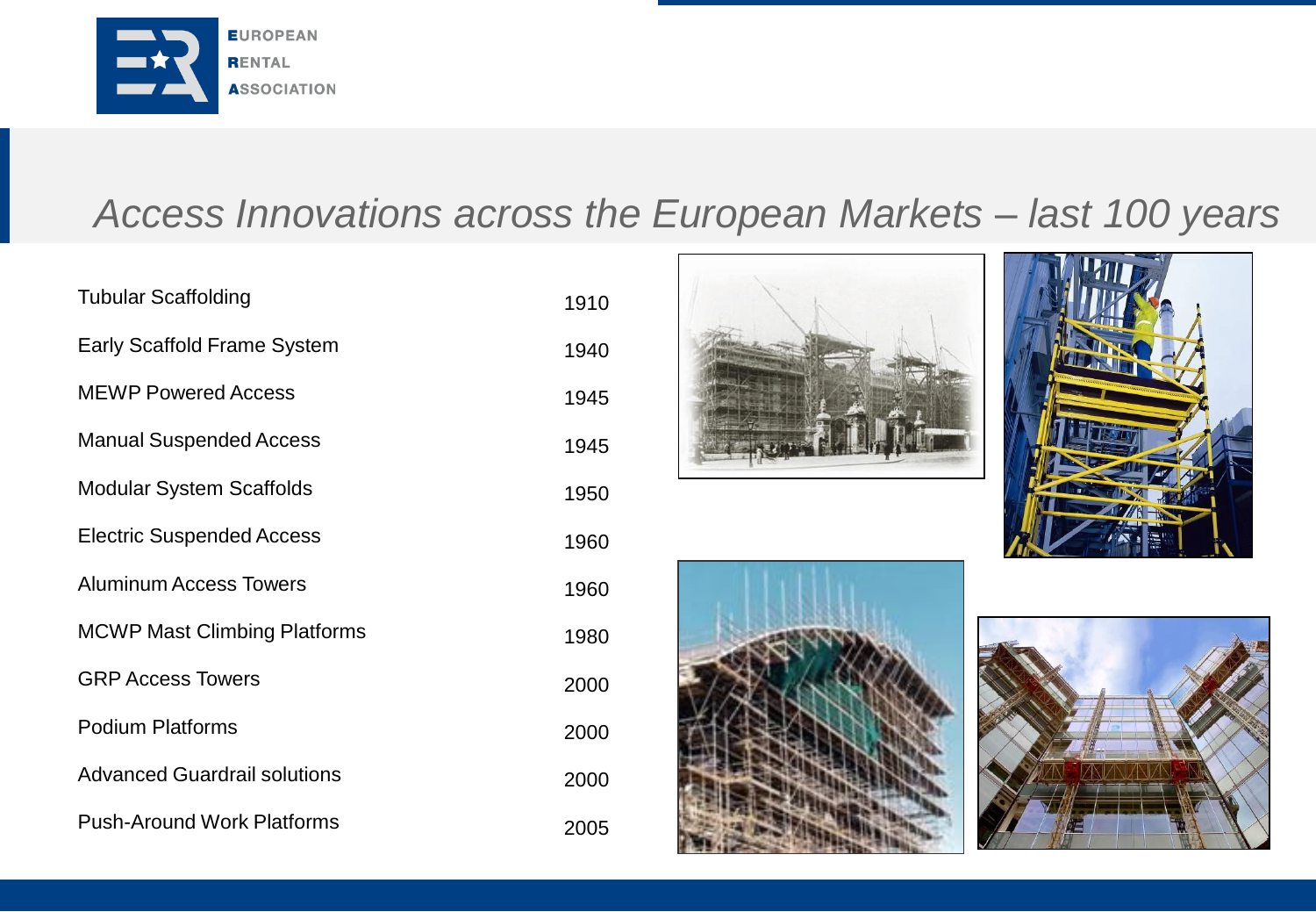# *Access Innovations across the European Markets – last 100 years*

| Innovation | Year |
| --- | --- |
| Tubular Scaffolding | 1910 |
| Early Scaffold Frame System | 1940 |
| MEWP Powered Access | 1945 |
| Manual Suspended Access | 1945 |
| Modular System Scaffolds | 1950 |
| Electric Suspended Access | 1960 |
| Aluminum Access Towers | 1960 |
| MCWP Mast Climbing Platforms | 1980 |
| GRP Access Towers | 2000 |
| Podium Platforms | 2000 |
| Advanced Guardrail solutions | 2000 |
| Push-Around Work Platforms | 2005 |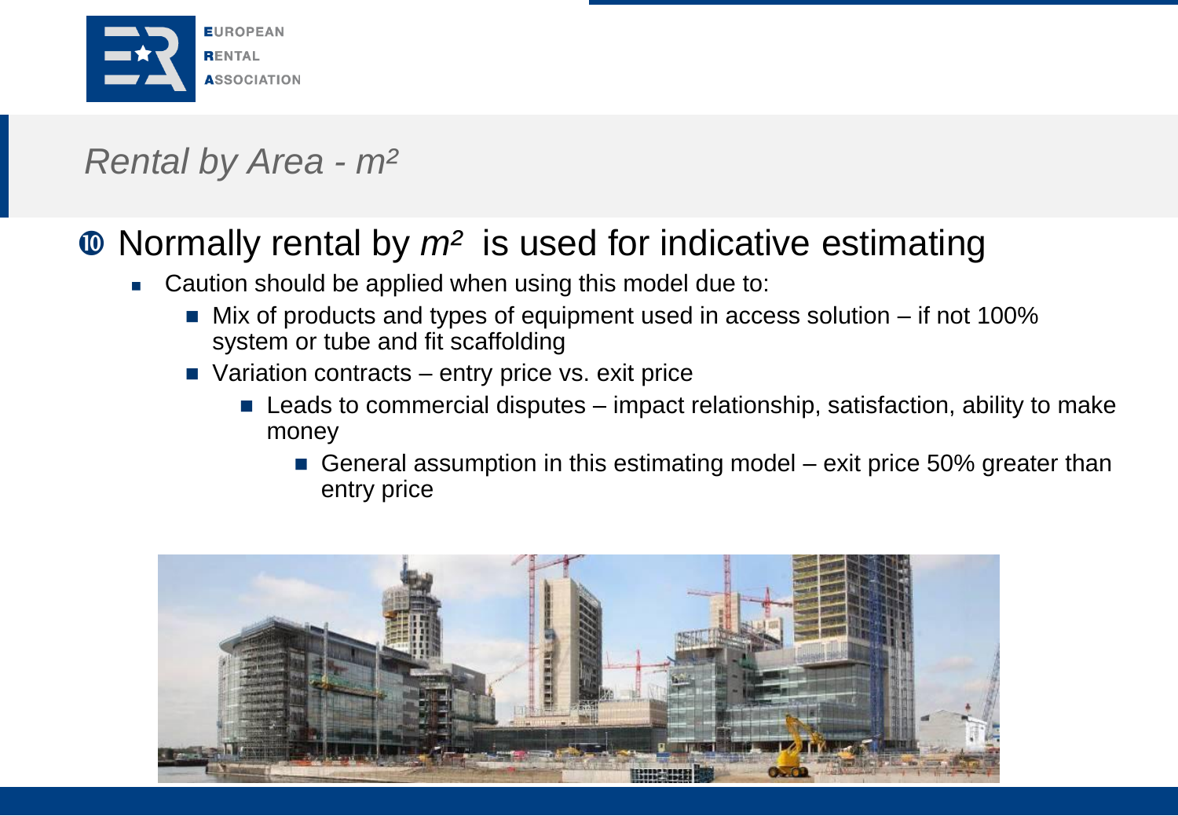## *Rental by Area - $m^2$*

- Normally rental by *$m^2$* is used for indicative estimating
  - Caution should be applied when using this model due to:
    - Mix of products and types of equipment used in access solution – if not 100% system or tube and fit scaffolding
    - Variation contracts – entry price vs. exit price
      - Leads to commercial disputes – impact relationship, satisfaction, ability to make money
        - General assumption in this estimating model – exit price 50% greater than entry price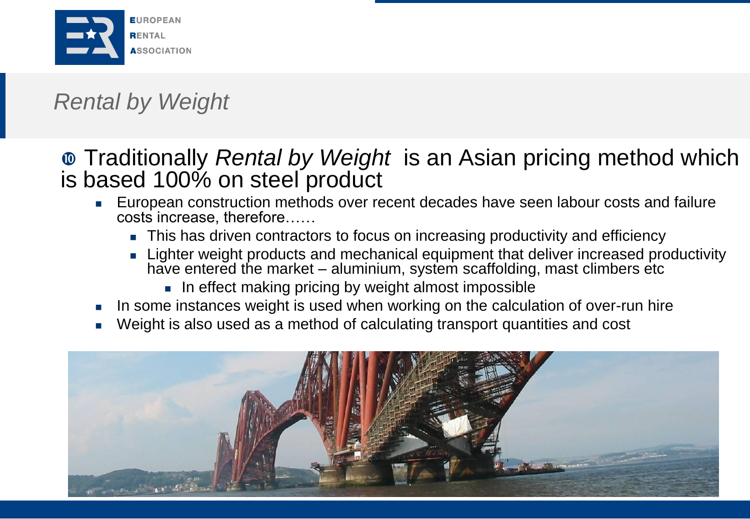# *Rental by Weight*

- Traditionally *Rental by Weight* is an Asian pricing method which is based 100% on steel product
  - European construction methods over recent decades have seen labour costs and failure costs increase, therefore……
    - This has driven contractors to focus on increasing productivity and efficiency
    - Lighter weight products and mechanical equipment that deliver increased productivity have entered the market – aluminium, system scaffolding, mast climbers etc
      - In effect making pricing by weight almost impossible
  - In some instances weight is used when working on the calculation of over-run hire
  - Weight is also used as a method of calculating transport quantities and cost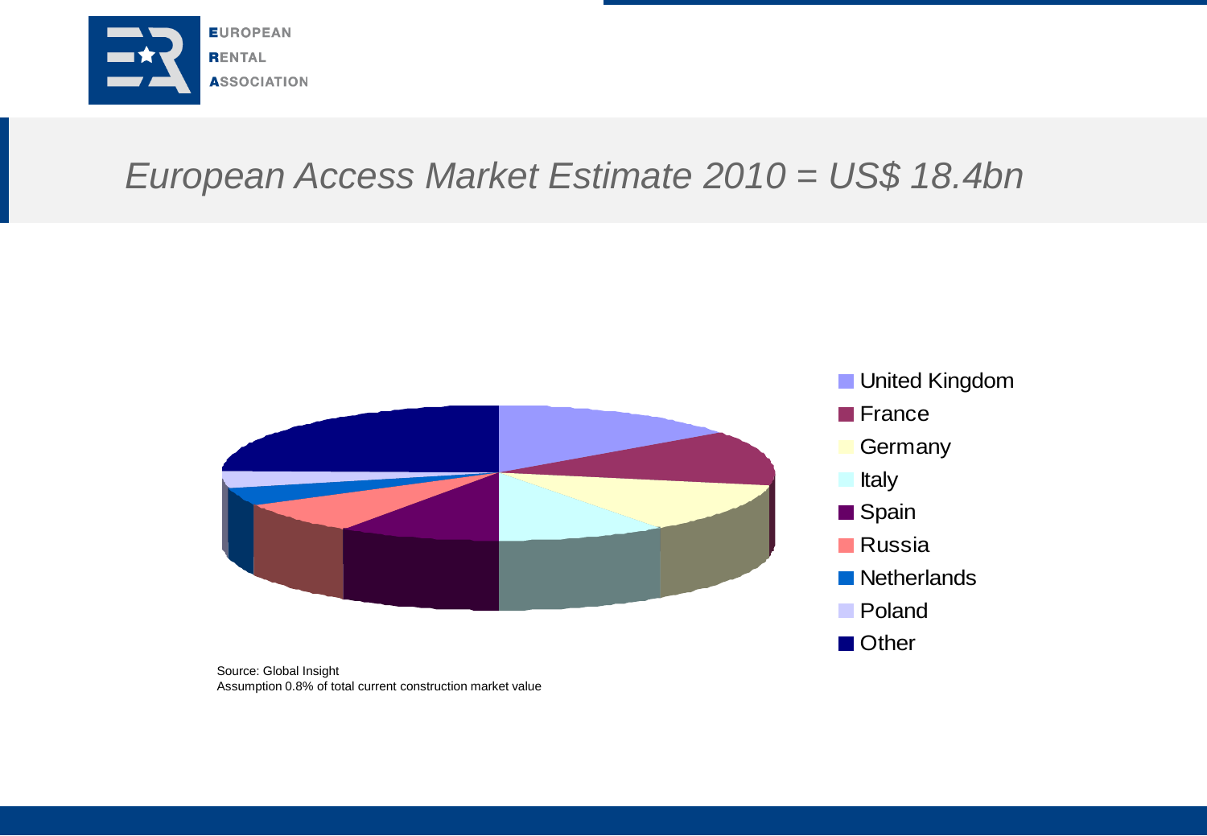# European Access Market Estimate 2010 = US$ 18.4bn

United Kingdom
France
Germany
Italy
Spain
Russia
Netherlands
Poland
Other

Source: Global Insight
Assumption 0.8% of total current construction market value